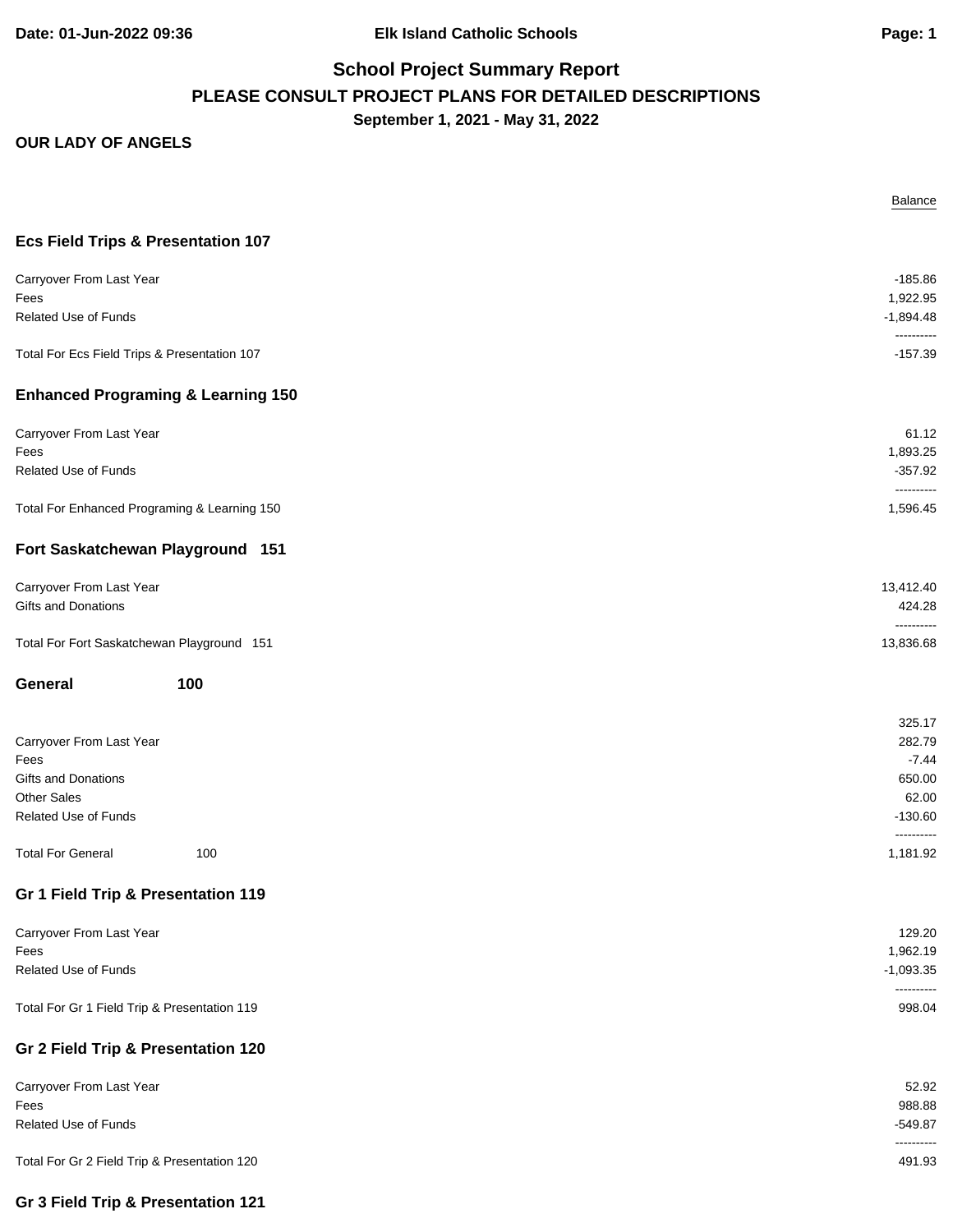Elk Island Catholic Schools

# School Project Summary Report

## PLEASE CONSULT PROJECT PLANS FOR DETAILED DESCRIPTIONS

**September 1, 2021 - May 31, 2022**

**OUR LADY OF ANGELS**

| | Balance |
|---|---|
| **Ecs Field Trips & Presentation 107** | |
| Carryover From Last Year | -185.86 |
| Fees | 1,922.95 |
| Related Use of Funds | -1,894.48 |
| Total For Ecs Field Trips & Presentation 107 | -157.39 |
| **Enhanced Programing & Learning 150** | |
| Carryover From Last Year | 61.12 |
| Fees | 1,893.25 |
| Related Use of Funds | -357.92 |
| Total For Enhanced Programing & Learning 150 | 1,596.45 |
| **Fort Saskatchewan Playground 151** | |
| Carryover From Last Year | 13,412.40 |
| Gifts and Donations | 424.28 |
| Total For Fort Saskatchewan Playground 151 | 13,836.68 |
| **General 100** | |
| | 325.17 |
| Carryover From Last Year | 282.79 |
| Fees | -7.44 |
| Gifts and Donations | 650.00 |
| Other Sales | 62.00 |
| Related Use of Funds | -130.60 |
| Total For General 100 | 1,181.92 |
| **Gr 1 Field Trip & Presentation 119** | |
| Carryover From Last Year | 129.20 |
| Fees | 1,962.19 |
| Related Use of Funds | -1,093.35 |
| Total For Gr 1 Field Trip & Presentation 119 | 998.04 |
| **Gr 2 Field Trip & Presentation 120** | |
| Carryover From Last Year | 52.92 |
| Fees | 988.88 |
| Related Use of Funds | -549.87 |
| Total For Gr 2 Field Trip & Presentation 120 | 491.93 |
| **Gr 3 Field Trip & Presentation 121** | |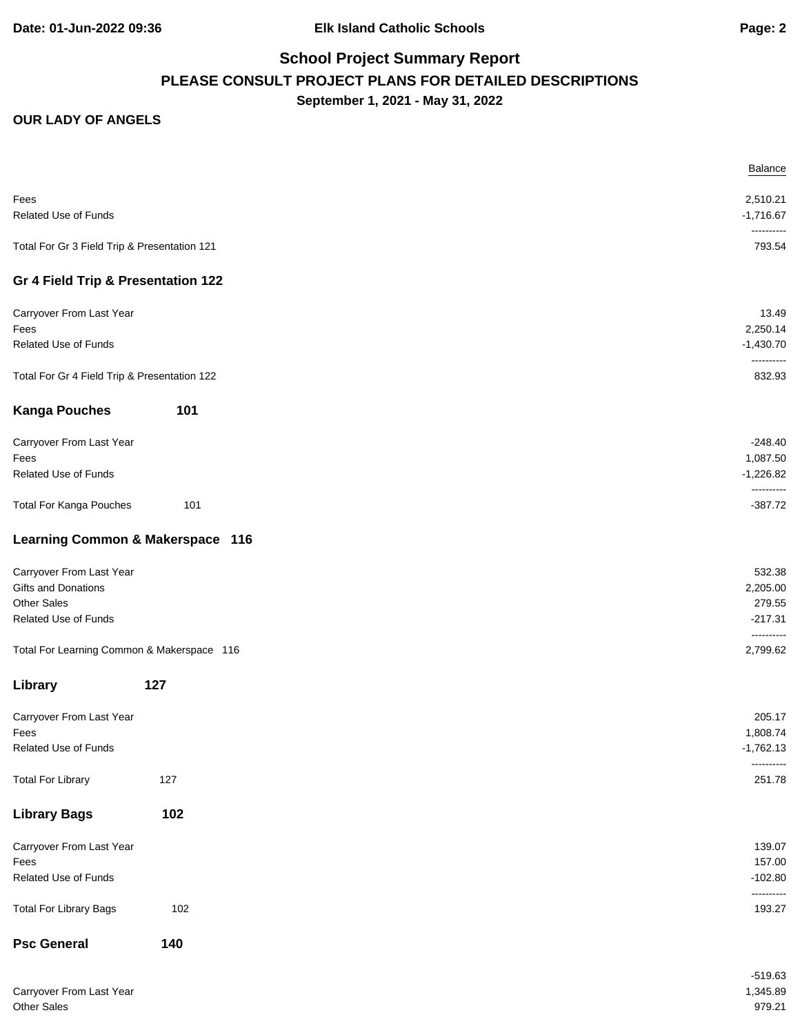## School Project Summary Report

### PLEASE CONSULT PROJECT PLANS FOR DETAILED DESCRIPTIONS

**September 1, 2021 - May 31, 2022**

**OUR LADY OF ANGELS**

| | Balance |
|---|---|
| Fees | 2,510.21 |
| Related Use of Funds | -1,716.67 |
| | ---------- |
| Total For Gr 3 Field Trip & Presentation 121 | 793.54 |

### Gr 4 Field Trip & Presentation 122

| | |
|---|---|
| Carryover From Last Year | 13.49 |
| Fees | 2,250.14 |
| Related Use of Funds | -1,430.70 |
| | ---------- |
| Total For Gr 4 Field Trip & Presentation 122 | 832.93 |

### Kanga Pouches 101

| | |
|---|---|
| Carryover From Last Year | -248.40 |
| Fees | 1,087.50 |
| Related Use of Funds | -1,226.82 |
| | ---------- |
| Total For Kanga Pouches 101 | -387.72 |

### Learning Common & Makerspace 116

| | |
|---|---|
| Carryover From Last Year | 532.38 |
| Gifts and Donations | 2,205.00 |
| Other Sales | 279.55 |
| Related Use of Funds | -217.31 |
| | ---------- |
| Total For Learning Common & Makerspace 116 | 2,799.62 |

### Library 127

| | |
|---|---|
| Carryover From Last Year | 205.17 |
| Fees | 1,808.74 |
| Related Use of Funds | -1,762.13 |
| | ---------- |
| Total For Library 127 | 251.78 |

### Library Bags 102

| | |
|---|---|
| Carryover From Last Year | 139.07 |
| Fees | 157.00 |
| Related Use of Funds | -102.80 |
| | ---------- |
| Total For Library Bags 102 | 193.27 |

### Psc General 140

| | |
|---|---|
| | -519.63 |
| Carryover From Last Year | 1,345.89 |
| Other Sales | 979.21 |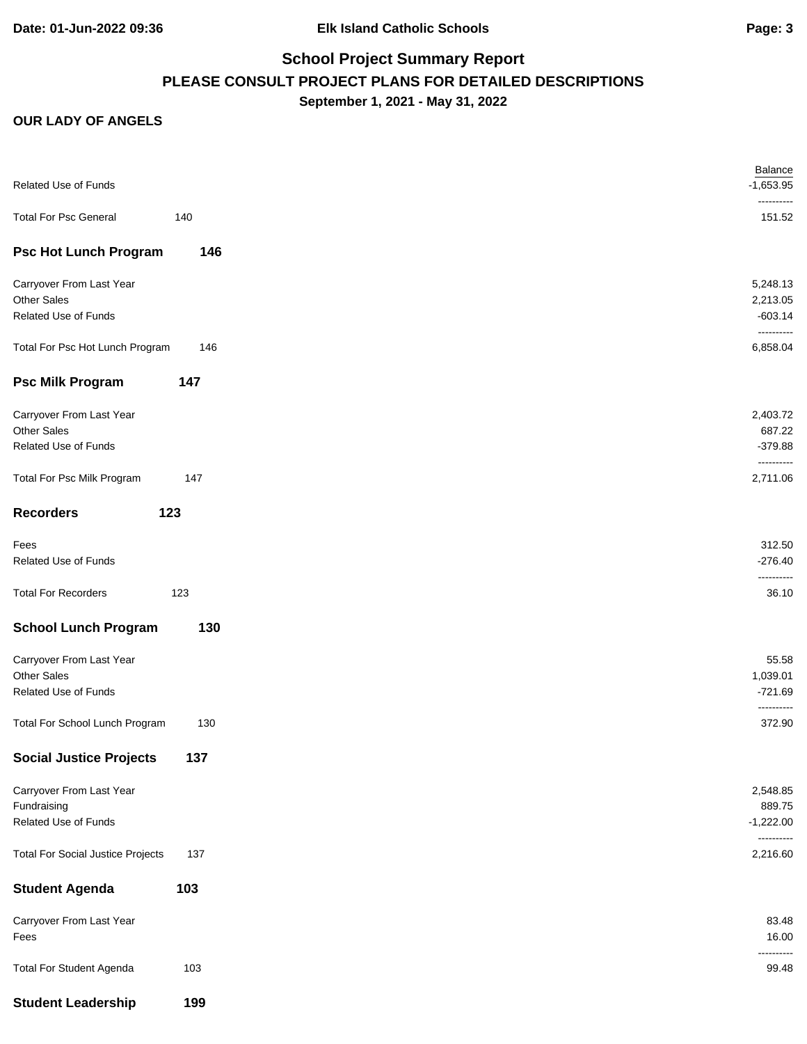# School Project Summary Report

## PLEASE CONSULT PROJECT PLANS FOR DETAILED DESCRIPTIONS

**September 1, 2021 - May 31, 2022**

**OUR LADY OF ANGELS**

| | | Balance |
|---|---|---|
| Related Use of Funds | | -1,653.95 |
| | | ---------- |
| Total For Psc General | 140 | 151.52 |

### Psc Hot Lunch Program 146

| | | |
|---|---|---|
| Carryover From Last Year | | 5,248.13 |
| Other Sales | | 2,213.05 |
| Related Use of Funds | | -603.14 |
| | | ---------- |
| Total For Psc Hot Lunch Program | 146 | 6,858.04 |

### Psc Milk Program 147

| | | |
|---|---|---|
| Carryover From Last Year | | 2,403.72 |
| Other Sales | | 687.22 |
| Related Use of Funds | | -379.88 |
| | | ---------- |
| Total For Psc Milk Program | 147 | 2,711.06 |

### Recorders 123

| | | |
|---|---|---|
| Fees | | 312.50 |
| Related Use of Funds | | -276.40 |
| | | ---------- |
| Total For Recorders | 123 | 36.10 |

### School Lunch Program 130

| | | |
|---|---|---|
| Carryover From Last Year | | 55.58 |
| Other Sales | | 1,039.01 |
| Related Use of Funds | | -721.69 |
| | | ---------- |
| Total For School Lunch Program | 130 | 372.90 |

### Social Justice Projects 137

| | | |
|---|---|---|
| Carryover From Last Year | | 2,548.85 |
| Fundraising | | 889.75 |
| Related Use of Funds | | -1,222.00 |
| | | ---------- |
| Total For Social Justice Projects | 137 | 2,216.60 |

### Student Agenda 103

| | | |
|---|---|---|
| Carryover From Last Year | | 83.48 |
| Fees | | 16.00 |
| | | ---------- |
| Total For Student Agenda | 103 | 99.48 |

### Student Leadership 199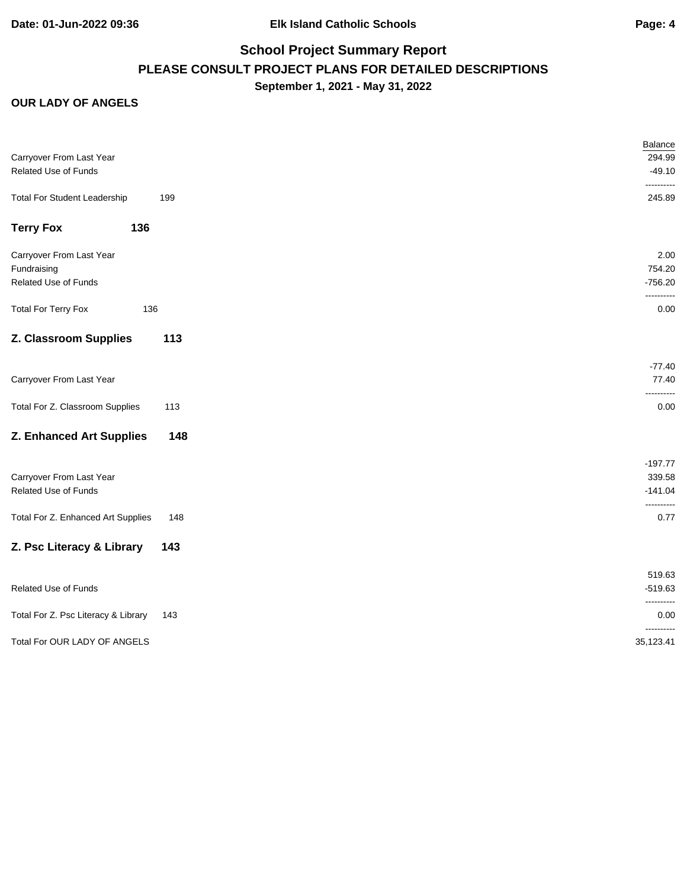**School Project Summary Report**

**PLEASE CONSULT PROJECT PLANS FOR DETAILED DESCRIPTIONS**

**September 1, 2021 - May 31, 2022**

**OUR LADY OF ANGELS**

| | | Balance |
|---|---|---|
| Carryover From Last Year | | 294.99 |
| Related Use of Funds | | -49.10 |
| | | ---------- |
| Total For Student Leadership | 199 | 245.89 |

## Terry Fox 136

| | | |
|---|---|---|
| Carryover From Last Year | | 2.00 |
| Fundraising | | 754.20 |
| Related Use of Funds | | -756.20 |
| | | ---------- |
| Total For Terry Fox | 136 | 0.00 |

## Z. Classroom Supplies 113

| | | |
|---|---|---|
| | | -77.40 |
| Carryover From Last Year | | 77.40 |
| | | ---------- |
| Total For Z. Classroom Supplies | 113 | 0.00 |

## Z. Enhanced Art Supplies 148

| | | |
|---|---|---|
| | | -197.77 |
| Carryover From Last Year | | 339.58 |
| Related Use of Funds | | -141.04 |
| | | ---------- |
| Total For Z. Enhanced Art Supplies | 148 | 0.77 |

## Z. Psc Literacy & Library 143

| | | |
|---|---|---|
| | | 519.63 |
| Related Use of Funds | | -519.63 |
| | | ---------- |
| Total For Z. Psc Literacy & Library | 143 | 0.00 |
| | | ---------- |
| Total For OUR LADY OF ANGELS | | 35,123.41 |